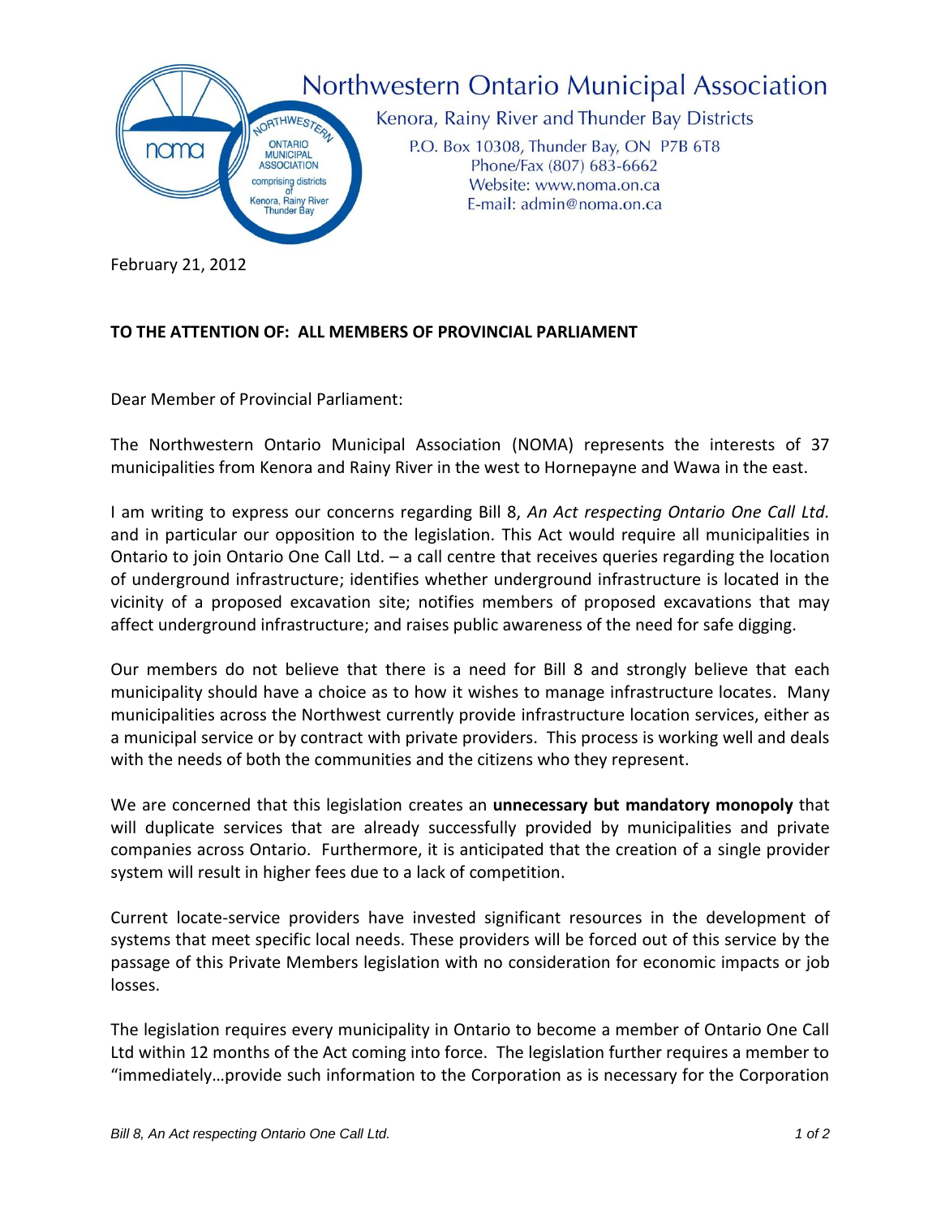# Northwestern Ontario Municipal Association

Kenora, Rainy River and Thunder Bay Districts

P.O. Box 10308, Thunder Bay, ON P7B 6T8
Phone/Fax (807) 683-6662
Website: www.noma.on.ca
E-mail: admin@noma.on.ca

February 21, 2012

**TO THE ATTENTION OF: ALL MEMBERS OF PROVINCIAL PARLIAMENT**

Dear Member of Provincial Parliament:

The Northwestern Ontario Municipal Association (NOMA) represents the interests of 37 municipalities from Kenora and Rainy River in the west to Hornepayne and Wawa in the east.

I am writing to express our concerns regarding Bill 8, *An Act respecting Ontario One Call Ltd.* and in particular our opposition to the legislation. This Act would require all municipalities in Ontario to join Ontario One Call Ltd. – a call centre that receives queries regarding the location of underground infrastructure; identifies whether underground infrastructure is located in the vicinity of a proposed excavation site; notifies members of proposed excavations that may affect underground infrastructure; and raises public awareness of the need for safe digging.

Our members do not believe that there is a need for Bill 8 and strongly believe that each municipality should have a choice as to how it wishes to manage infrastructure locates. Many municipalities across the Northwest currently provide infrastructure location services, either as a municipal service or by contract with private providers. This process is working well and deals with the needs of both the communities and the citizens who they represent.

We are concerned that this legislation creates an **unnecessary but mandatory monopoly** that will duplicate services that are already successfully provided by municipalities and private companies across Ontario. Furthermore, it is anticipated that the creation of a single provider system will result in higher fees due to a lack of competition.

Current locate-service providers have invested significant resources in the development of systems that meet specific local needs. These providers will be forced out of this service by the passage of this Private Members legislation with no consideration for economic impacts or job losses.

The legislation requires every municipality in Ontario to become a member of Ontario One Call Ltd within 12 months of the Act coming into force. The legislation further requires a member to "immediately…provide such information to the Corporation as is necessary for the Corporation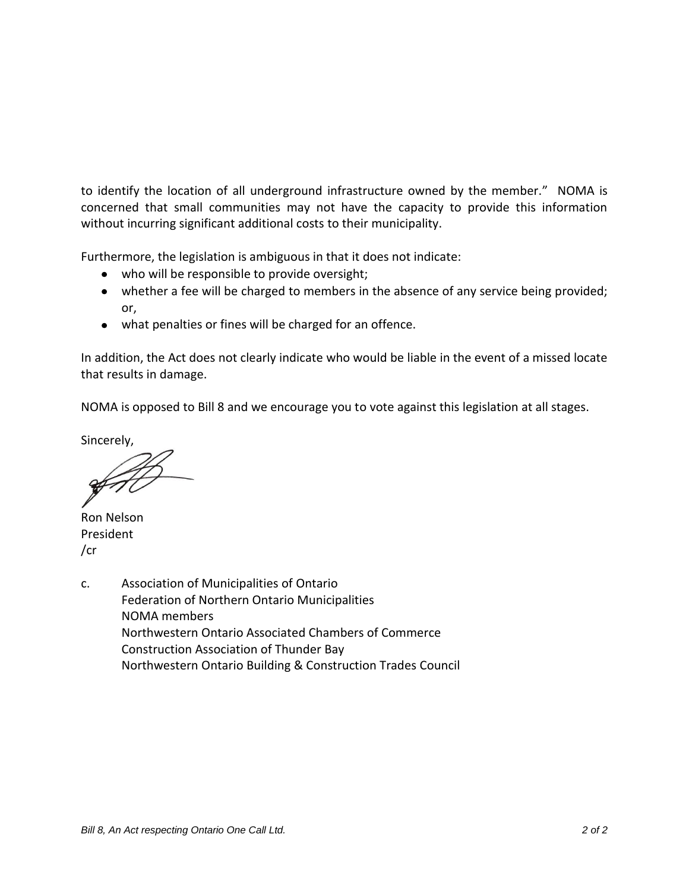to identify the location of all underground infrastructure owned by the member." NOMA is concerned that small communities may not have the capacity to provide this information without incurring significant additional costs to their municipality.

Furthermore, the legislation is ambiguous in that it does not indicate:

- who will be responsible to provide oversight;
- whether a fee will be charged to members in the absence of any service being provided; or,
- what penalties or fines will be charged for an offence.

In addition, the Act does not clearly indicate who would be liable in the event of a missed locate that results in damage.

NOMA is opposed to Bill 8 and we encourage you to vote against this legislation at all stages.

Sincerely,

Ron Nelson
President
/cr

c. Association of Municipalities of Ontario
Federation of Northern Ontario Municipalities
NOMA members
Northwestern Ontario Associated Chambers of Commerce
Construction Association of Thunder Bay
Northwestern Ontario Building & Construction Trades Council